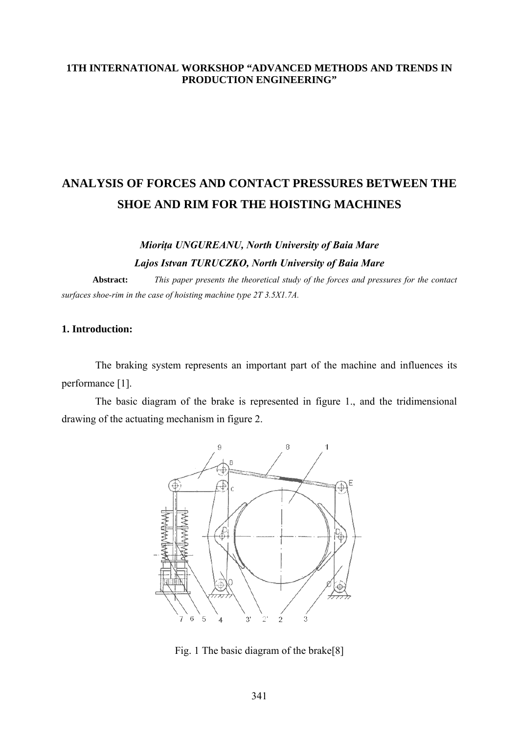**1TH INTERNATIONAL WORKSHOP "ADVANCED METHODS AND TRENDS IN PRODUCTION ENGINEERING"**

# ANALYSIS OF FORCES AND CONTACT PRESSURES BETWEEN THE SHOE AND RIM FOR THE HOISTING MACHINES

***Miorița UNGUREANU, North University of Baia Mare***

***Lajos Istvan TURUCZKO, North University of Baia Mare***

**Abstract:** *This paper presents the theoretical study of the forces and pressures for the contact surfaces shoe-rim in the case of hoisting machine type 2T 3.5X1.7A.*

## 1. Introduction:

The braking system represents an important part of the machine and influences its performance [1].

The basic diagram of the brake is represented in figure 1., and the tridimensional drawing of the actuating mechanism in figure 2.

Fig. 1 The basic diagram of the brake[8]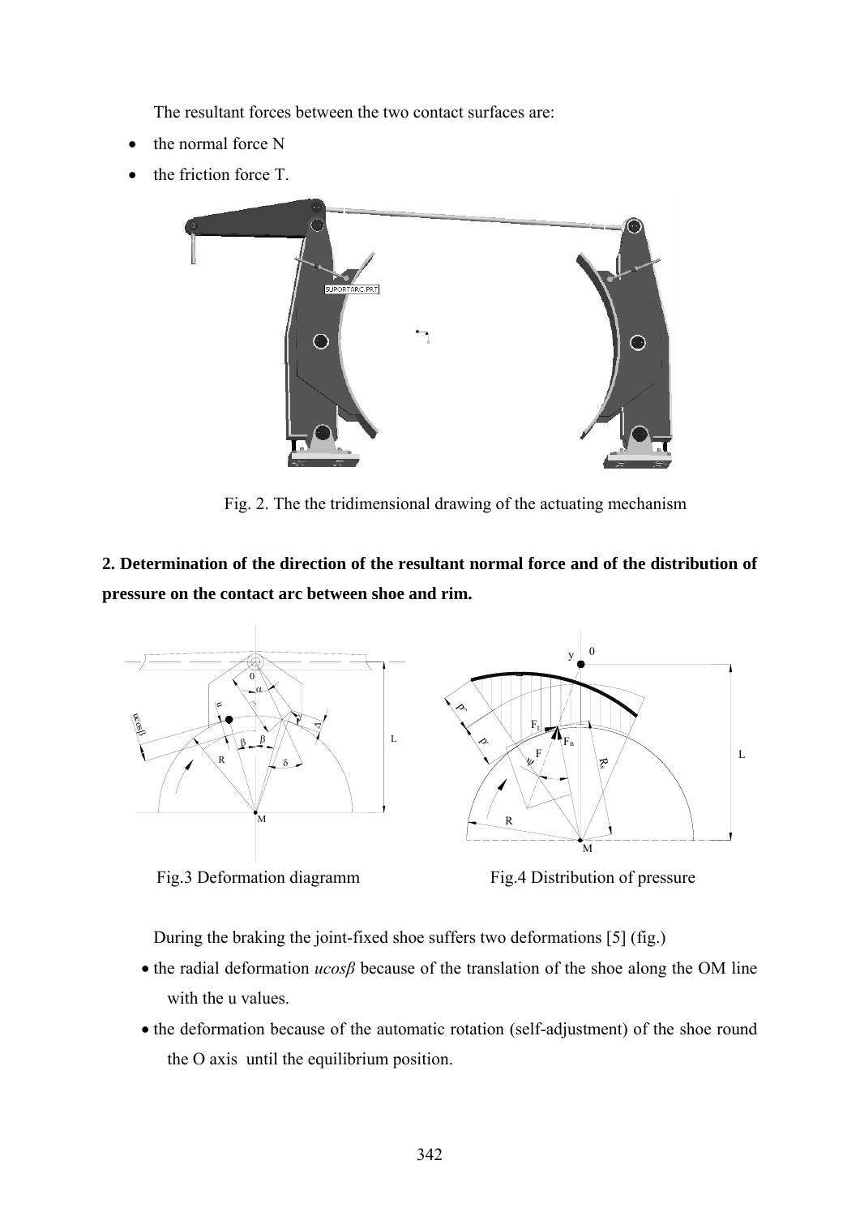The resultant forces between the two contact surfaces are:

- the normal force N
- the friction force T.

Fig. 2. The the tridimensional drawing of the actuating mechanism

## 2. Determination of the direction of the resultant normal force and of the distribution of pressure on the contact arc between shoe and rim.

Fig.3 Deformation diagramm

Fig.4 Distribution of pressure

During the braking the joint-fixed shoe suffers two deformations [5] (fig.)

- the radial deformation *ucosβ* because of the translation of the shoe along the OM line with the u values.
- the deformation because of the automatic rotation (self-adjustment) of the shoe round the O axis until the equilibrium position.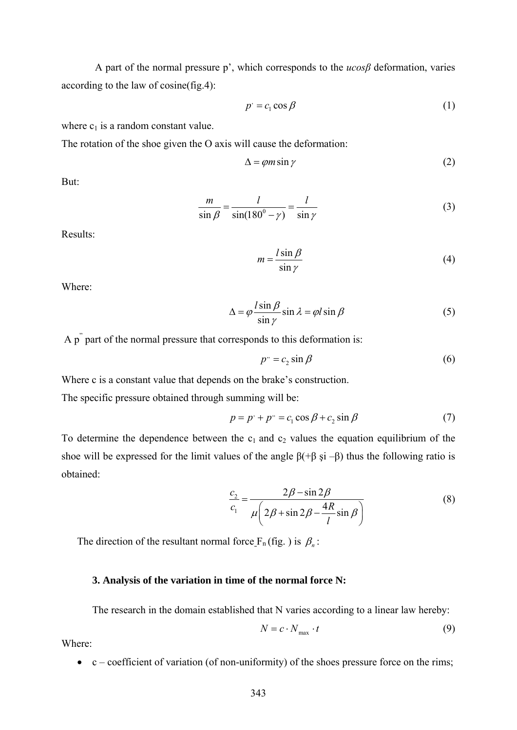A part of the normal pressure p', which corresponds to the *ucosβ* deformation, varies according to the law of cosine(fig.4):

$$p' = c_1 \cos \beta \tag{1}$$

where $c_1$ is a random constant value.

The rotation of the shoe given the O axis will cause the deformation:

$$\Delta = \varphi m \sin \gamma \tag{2}$$

But:

$$\frac{m}{\sin \beta} = \frac{l}{\sin(180^0 - \gamma)} = \frac{l}{\sin \gamma} \tag{3}$$

Results:

$$m = \frac{l \sin \beta}{\sin \gamma} \tag{4}$$

Where:

$$\Delta = \varphi \frac{l \sin \beta}{\sin \gamma} \sin \lambda = \varphi l \sin \beta \tag{5}$$

A p" part of the normal pressure that corresponds to this deformation is:

$$p'' = c_2 \sin \beta \tag{6}$$

Where c is a constant value that depends on the brake's construction.

The specific pressure obtained through summing will be:

$$p = p' + p'' = c_1 \cos \beta + c_2 \sin \beta \tag{7}$$

To determine the dependence between the $c_1$ and $c_2$ values the equation equilibrium of the shoe will be expressed for the limit values of the angle β(+β şi –β) thus the following ratio is obtained:

$$\frac{c_2}{c_1} = \frac{2\beta - \sin 2\beta}{\mu \left( 2\beta + \sin 2\beta - \frac{4R}{l} \sin \beta \right)} \tag{8}$$

The direction of the resultant normal force $F_n$ (fig. ) is $\beta_n$:

### 3. Analysis of the variation in time of the normal force N:

The research in the domain established that N varies according to a linear law hereby:

$$N = c \cdot N_{\max} \cdot t \tag{9}$$

Where:

- c – coefficient of variation (of non-uniformity) of the shoes pressure force on the rims;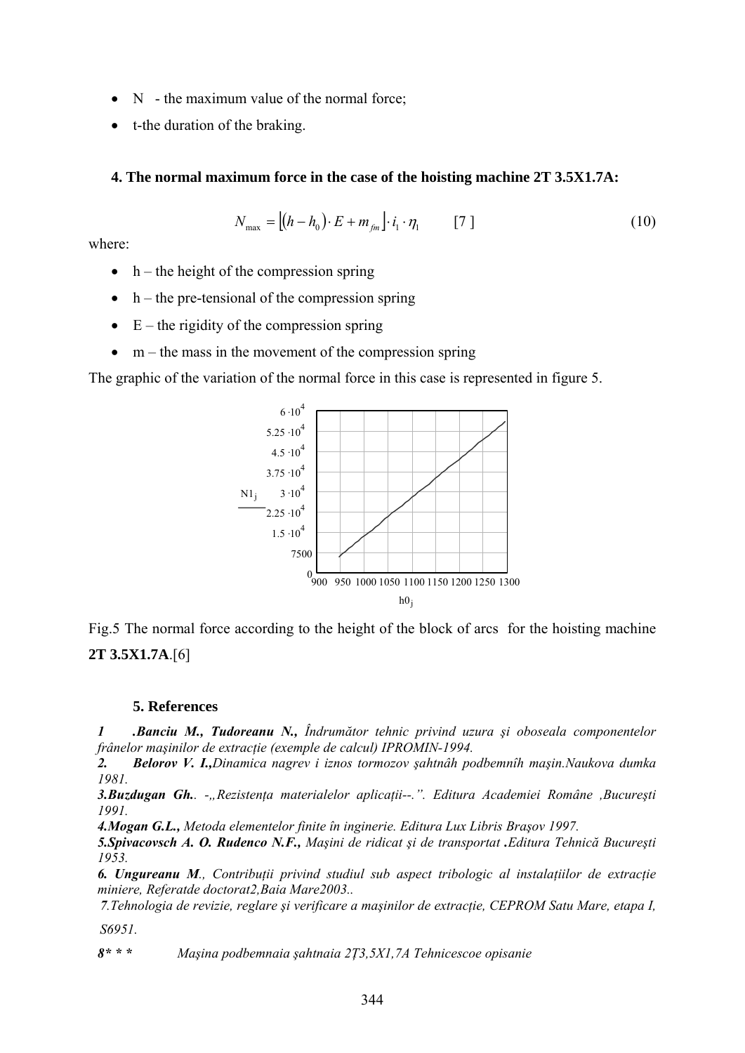- N - the maximum value of the normal force;
- t-the duration of the braking.

**4. The normal maximum force in the case of the hoisting machine 2T 3.5X1.7A:**

$$N_{max} = \left[(h - h_0) \cdot E + m_{fm}\right] \cdot i_1 \cdot \eta_1 \qquad [7] \qquad (10)$$

where:

- h – the height of the compression spring
- h – the pre-tensional of the compression spring
- E – the rigidity of the compression spring
- m – the mass in the movement of the compression spring

The graphic of the variation of the normal force in this case is represented in figure 5.

$6 \cdot 10^4$
$5.25 \cdot 10^4$
$4.5 \cdot 10^4$
$3.75 \cdot 10^4$
$N1_j$ $3 \cdot 10^4$
$2.25 \cdot 10^4$
$1.5 \cdot 10^4$
7500
0
900 950 1000 1050 1100 1150 1200 1250 1300
$h0_j$

Fig.5 The normal force according to the height of the block of arcs for the hoisting machine **2T 3.5X1.7A**.[6]

## 5. References

*1 **.Banciu M., Tudoreanu N.,** Îndrumător tehnic privind uzura şi oboseala componentelor frânelor maşinilor de extracţie (exemple de calcul) IPROMIN-1994.*
*2. **Belorov V. I.,**Dinamica nagrev i iznos tormozov şahtnâh podbemnîh maşin.Naukova dumka 1981.*
*3.**Buzdugan Gh.**. -„Rezistenţa materialelor aplicaţii--.”. Editura Academiei Române ,Bucureşti 1991.*
*4.**Mogan G.L.,** Metoda elementelor finite în inginerie. Editura Lux Libris Braşov 1997.*
*5.**Spivacovsch A. O. Rudenco N.F.,** Maşini de ridicat şi de transportat **.**Editura Tehnică Bucureşti 1953.*
*6. **Ungureanu M**., Contribuţii privind studiul sub aspect tribologic al instalaţiilor de extracţie miniere, Referatde doctorat2,Baia Mare2003..*
*7.Tehnologia de revizie, reglare şi verificare a maşinilor de extracţie, CEPROM Satu Mare, etapa I, S6951.*
*8* * * Maşina podbemnaia şahtnaia 2Ţ3,5X1,7A Tehnicescoe opisanie*